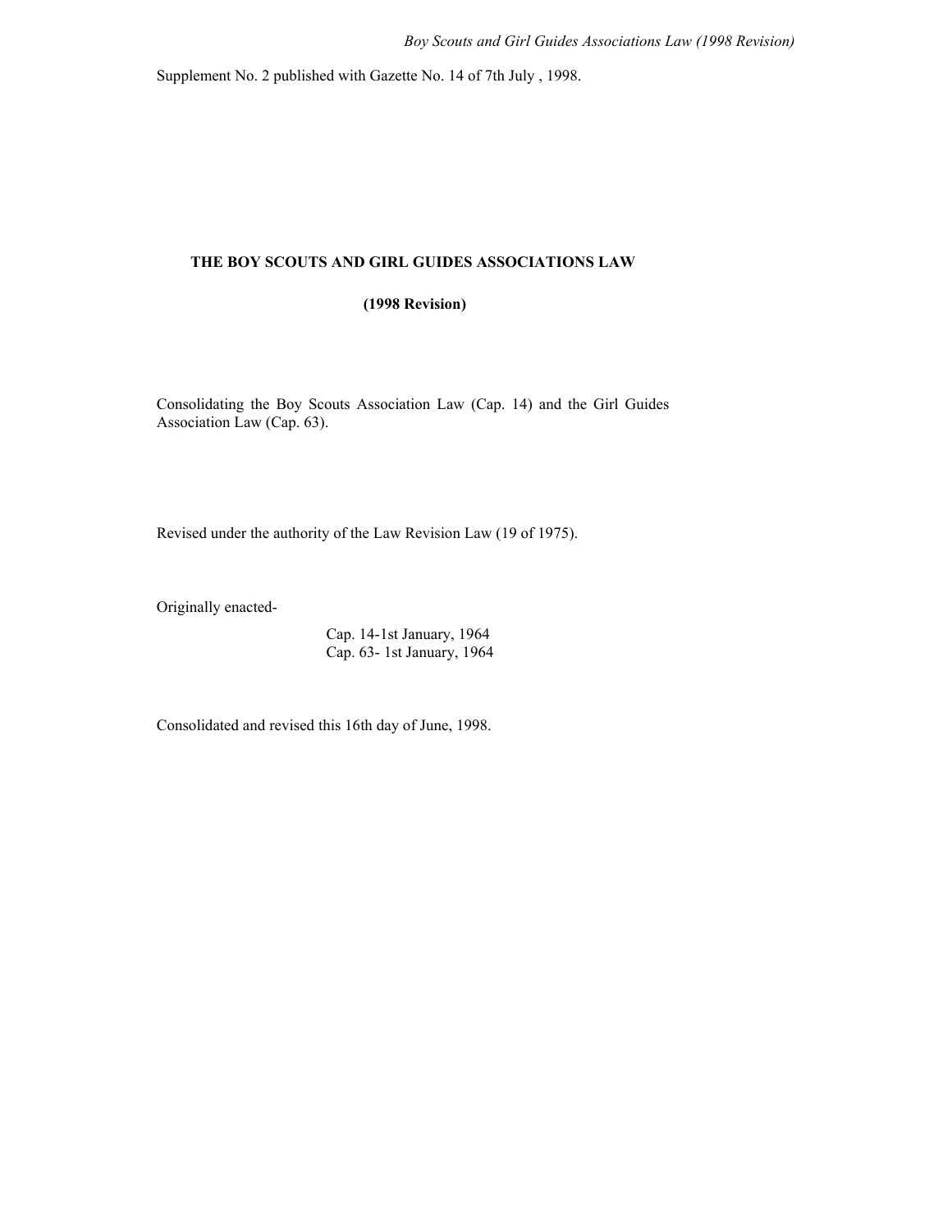Supplement No. 2 published with Gazette No. 14 of 7th July , 1998.

# THE BOY SCOUTS AND GIRL GUIDES ASSOCIATIONS LAW

## (1998 Revision)

Consolidating the Boy Scouts Association Law (Cap. 14) and the Girl Guides Association Law (Cap. 63).

Revised under the authority of the Law Revision Law (19 of 1975).

Originally enacted-

Cap. 14-1st January, 1964
Cap. 63- 1st January, 1964

Consolidated and revised this 16th day of June, 1998.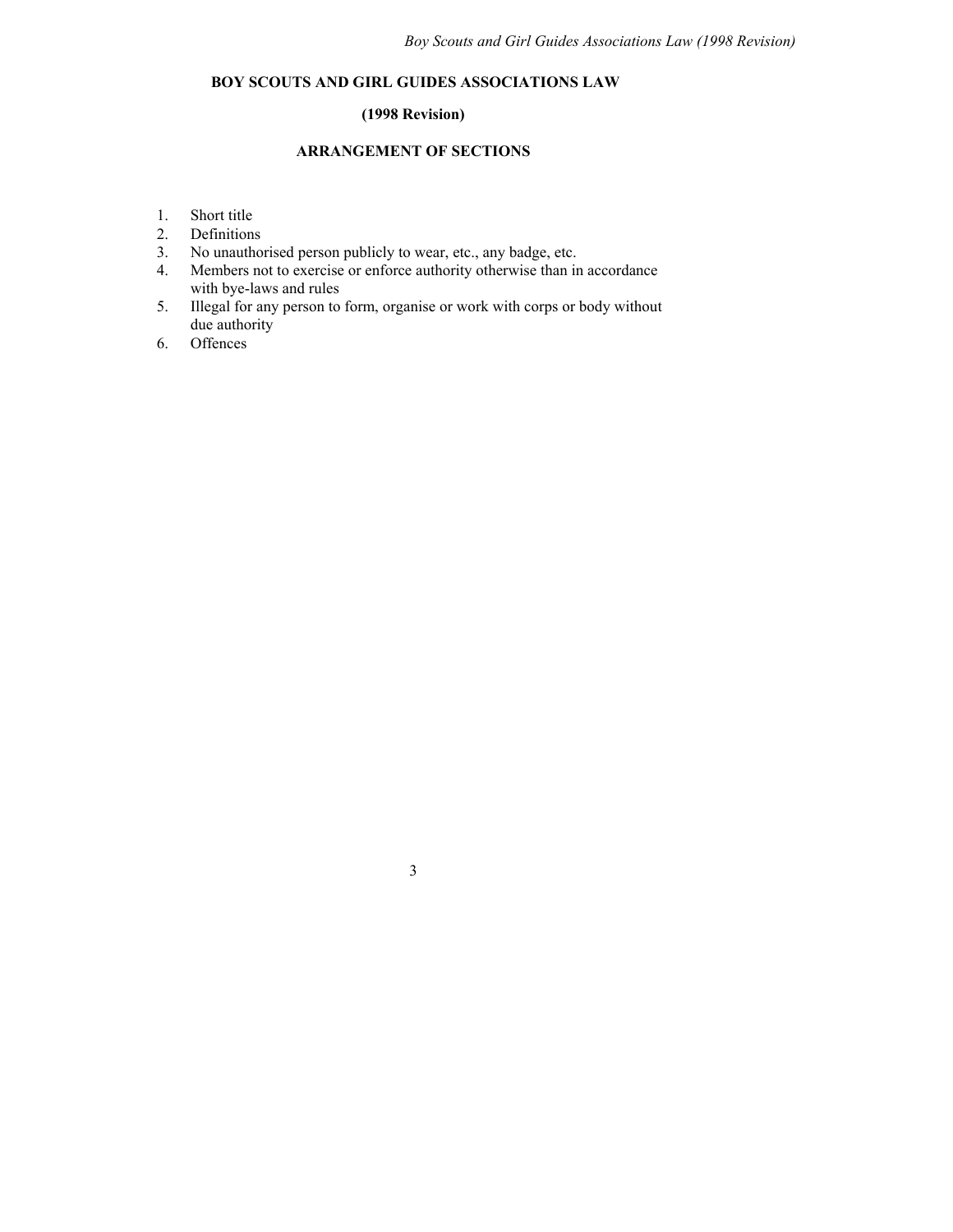# BOY SCOUTS AND GIRL GUIDES ASSOCIATIONS LAW

## (1998 Revision)

## ARRANGEMENT OF SECTIONS

1. Short title
2. Definitions
3. No unauthorised person publicly to wear, etc., any badge, etc.
4. Members not to exercise or enforce authority otherwise than in accordance with bye-laws and rules
5. Illegal for any person to form, organise or work with corps or body without due authority
6. Offences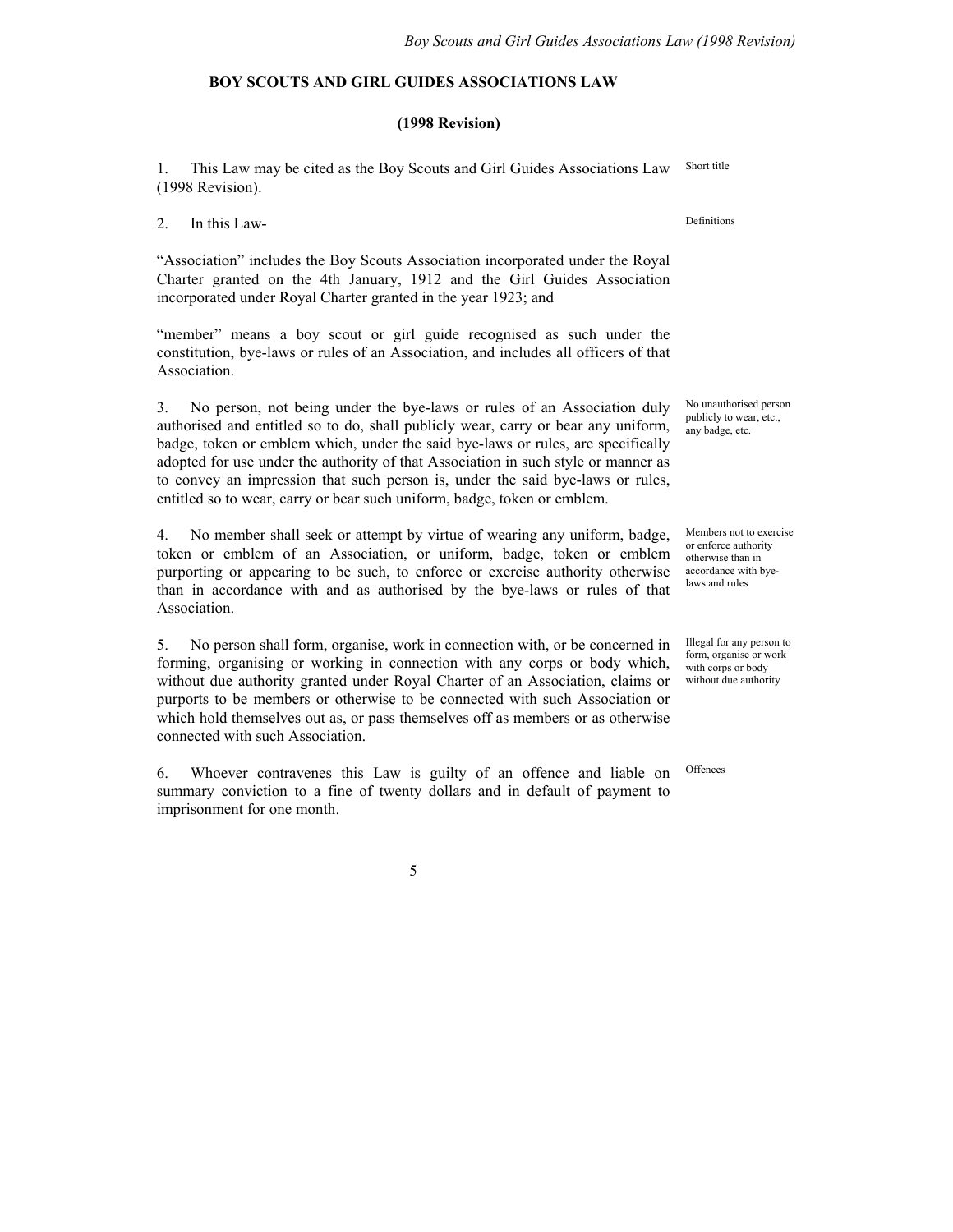# BOY SCOUTS AND GIRL GUIDES ASSOCIATIONS LAW

## (1998 Revision)

1. This Law may be cited as the Boy Scouts and Girl Guides Associations Law (1998 Revision).

*Short title*

2. In this Law-

*Definitions*

"Association" includes the Boy Scouts Association incorporated under the Royal Charter granted on the 4th January, 1912 and the Girl Guides Association incorporated under Royal Charter granted in the year 1923; and

"member" means a boy scout or girl guide recognised as such under the constitution, bye-laws or rules of an Association, and includes all officers of that Association.

3. No person, not being under the bye-laws or rules of an Association duly authorised and entitled so to do, shall publicly wear, carry or bear any uniform, badge, token or emblem which, under the said bye-laws or rules, are specifically adopted for use under the authority of that Association in such style or manner as to convey an impression that such person is, under the said bye-laws or rules, entitled so to wear, carry or bear such uniform, badge, token or emblem.

*No unauthorised person publicly to wear, etc., any badge, etc.*

4. No member shall seek or attempt by virtue of wearing any uniform, badge, token or emblem of an Association, or uniform, badge, token or emblem purporting or appearing to be such, to enforce or exercise authority otherwise than in accordance with and as authorised by the bye-laws or rules of that Association.

*Members not to exercise or enforce authority otherwise than in accordance with bye-laws and rules*

5. No person shall form, organise, work in connection with, or be concerned in forming, organising or working in connection with any corps or body which, without due authority granted under Royal Charter of an Association, claims or purports to be members or otherwise to be connected with such Association or which hold themselves out as, or pass themselves off as members or as otherwise connected with such Association.

*Illegal for any person to form, organise or work with corps or body without due authority*

6. Whoever contravenes this Law is guilty of an offence and liable on summary conviction to a fine of twenty dollars and in default of payment to imprisonment for one month.

*Offences*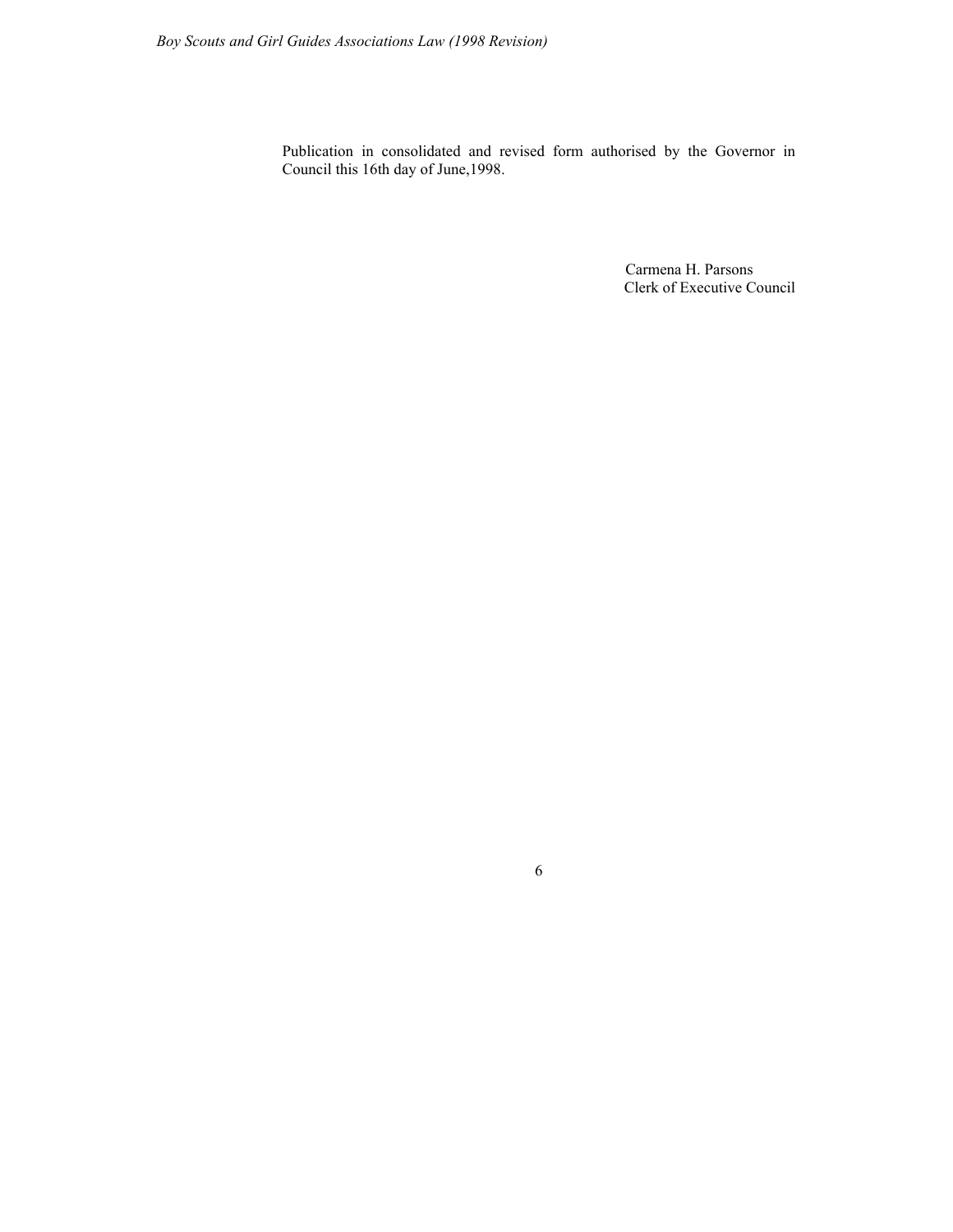Publication in consolidated and revised form authorised by the Governor in Council this 16th day of June,1998.

Carmena H. Parsons
Clerk of Executive Council